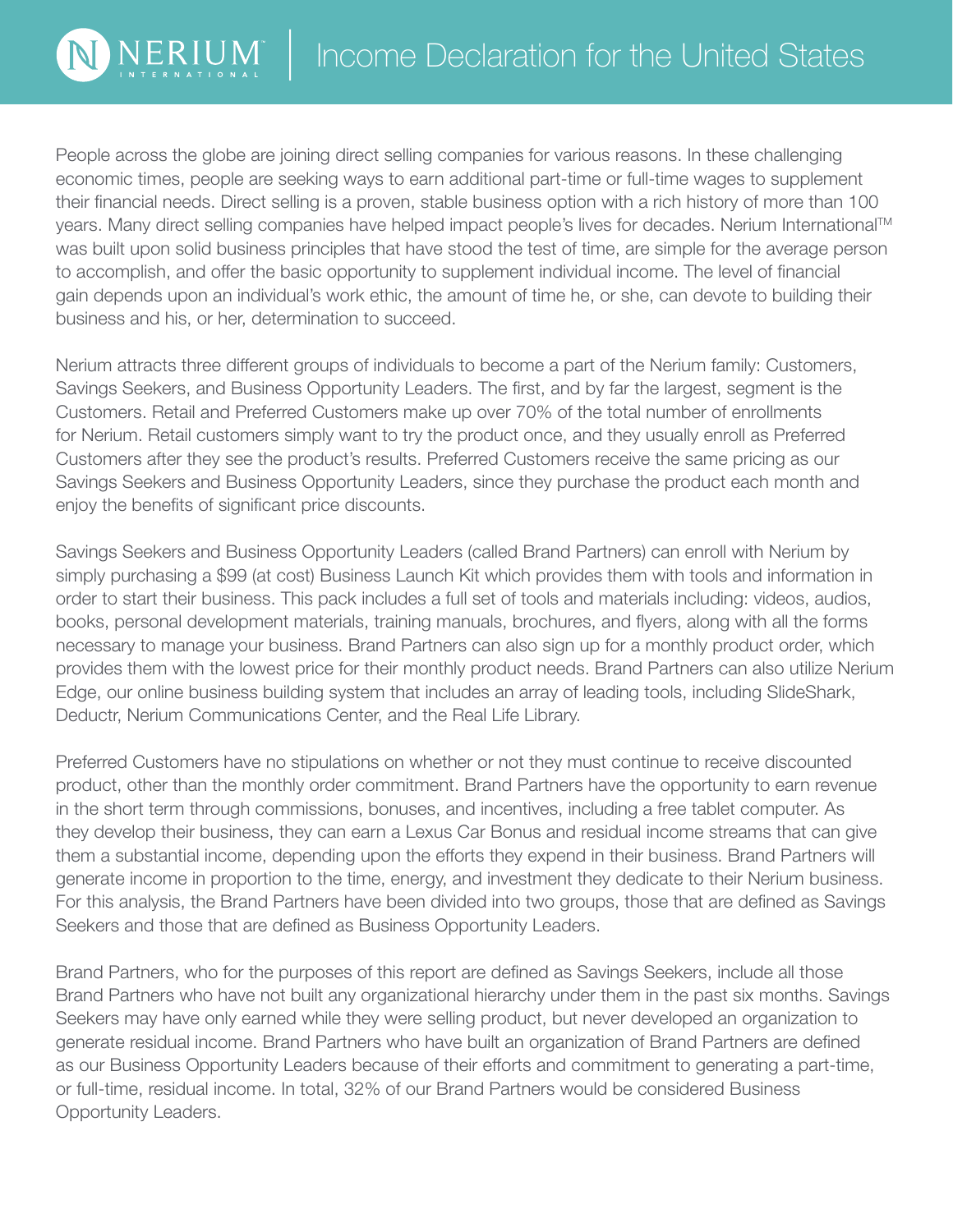# NERIUM INTERNATIONAL | Income Declaration for the United States

People across the globe are joining direct selling companies for various reasons. In these challenging economic times, people are seeking ways to earn additional part-time or full-time wages to supplement their financial needs. Direct selling is a proven, stable business option with a rich history of more than 100 years. Many direct selling companies have helped impact people's lives for decades. Nerium International™ was built upon solid business principles that have stood the test of time, are simple for the average person to accomplish, and offer the basic opportunity to supplement individual income. The level of financial gain depends upon an individual's work ethic, the amount of time he, or she, can devote to building their business and his, or her, determination to succeed.

Nerium attracts three different groups of individuals to become a part of the Nerium family: Customers, Savings Seekers, and Business Opportunity Leaders. The first, and by far the largest, segment is the Customers. Retail and Preferred Customers make up over 70% of the total number of enrollments for Nerium. Retail customers simply want to try the product once, and they usually enroll as Preferred Customers after they see the product's results. Preferred Customers receive the same pricing as our Savings Seekers and Business Opportunity Leaders, since they purchase the product each month and enjoy the benefits of significant price discounts.

Savings Seekers and Business Opportunity Leaders (called Brand Partners) can enroll with Nerium by simply purchasing a $99 (at cost) Business Launch Kit which provides them with tools and information in order to start their business. This pack includes a full set of tools and materials including: videos, audios, books, personal development materials, training manuals, brochures, and flyers, along with all the forms necessary to manage your business. Brand Partners can also sign up for a monthly product order, which provides them with the lowest price for their monthly product needs. Brand Partners can also utilize Nerium Edge, our online business building system that includes an array of leading tools, including SlideShark, Deductr, Nerium Communications Center, and the Real Life Library.

Preferred Customers have no stipulations on whether or not they must continue to receive discounted product, other than the monthly order commitment. Brand Partners have the opportunity to earn revenue in the short term through commissions, bonuses, and incentives, including a free tablet computer. As they develop their business, they can earn a Lexus Car Bonus and residual income streams that can give them a substantial income, depending upon the efforts they expend in their business. Brand Partners will generate income in proportion to the time, energy, and investment they dedicate to their Nerium business. For this analysis, the Brand Partners have been divided into two groups, those that are defined as Savings Seekers and those that are defined as Business Opportunity Leaders.

Brand Partners, who for the purposes of this report are defined as Savings Seekers, include all those Brand Partners who have not built any organizational hierarchy under them in the past six months. Savings Seekers may have only earned while they were selling product, but never developed an organization to generate residual income. Brand Partners who have built an organization of Brand Partners are defined as our Business Opportunity Leaders because of their efforts and commitment to generating a part-time, or full-time, residual income. In total, 32% of our Brand Partners would be considered Business Opportunity Leaders.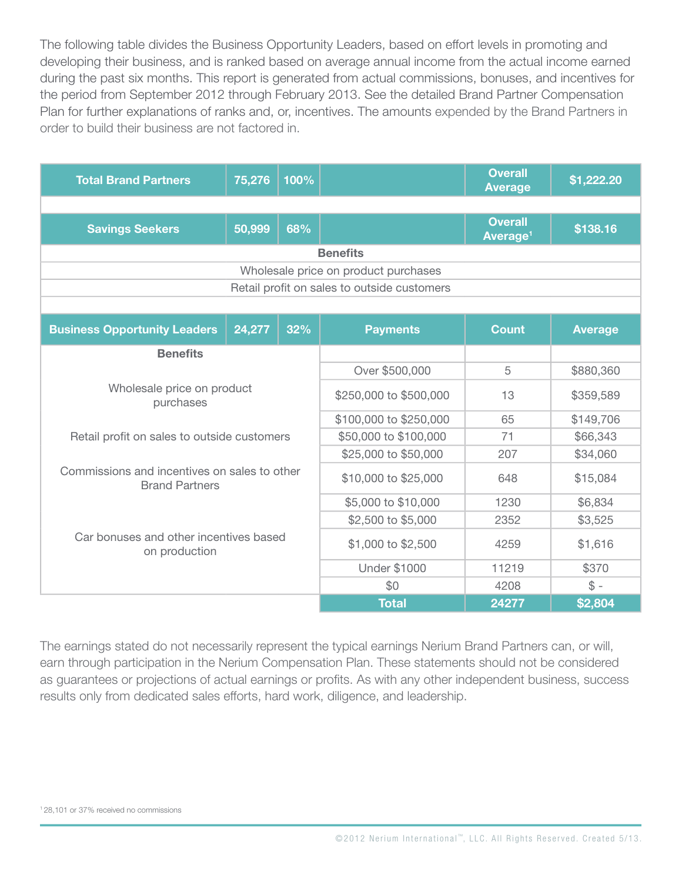The following table divides the Business Opportunity Leaders, based on effort levels in promoting and developing their business, and is ranked based on average annual income from the actual income earned during the past six months. This report is generated from actual commissions, bonuses, and incentives for the period from September 2012 through February 2013. See the detailed Brand Partner Compensation Plan for further explanations of ranks and, or, incentives. The amounts expended by the Brand Partners in order to build their business are not factored in.

| Total Brand Partners | 75,276 | 100% | | Overall Average | $1,222.20 |
|---|---|---|---|---|---|
| | | | | | |
| **Savings Seekers** | **50,999** | **68%** | | **Overall Average[1]** | **$138.16** |
| **Benefits** | | | | | |
| Wholesale price on product purchases | | | | | |
| Retail profit on sales to outside customers | | | | | |
| | | | | | |
| **Business Opportunity Leaders** | **24,277** | **32%** | **Payments** | **Count** | **Average** |
| **Benefits** | | | | | |
| Wholesale price on product purchases | | | Over $500,000 | 5 | $880,360 |
| | | | $250,000 to $500,000 | 13 | $359,589 |
| Retail profit on sales to outside customers | | | $100,000 to $250,000 | 65 | $149,706 |
| | | | $50,000 to $100,000 | 71 | $66,343 |
| Commissions and incentives on sales to other Brand Partners | | | $25,000 to $50,000 | 207 | $34,060 |
| | | | $10,000 to $25,000 | 648 | $15,084 |
| | | | $5,000 to $10,000 | 1230 | $6,834 |
| Car bonuses and other incentives based on production | | | $2,500 to $5,000 | 2352 | $3,525 |
| | | | $1,000 to $2,500 | 4259 | $1,616 |
| | | | Under $1000 | 11219 | $370 |
| | | | $0 | 4208 | $ - |
| | | | **Total** | **24277** | **$2,804** |

The earnings stated do not necessarily represent the typical earnings Nerium Brand Partners can, or will, earn through participation in the Nerium Compensation Plan. These statements should not be considered as guarantees or projections of actual earnings or profits. As with any other independent business, success results only from dedicated sales efforts, hard work, diligence, and leadership.

[1] 28,101 or 37% received no commissions